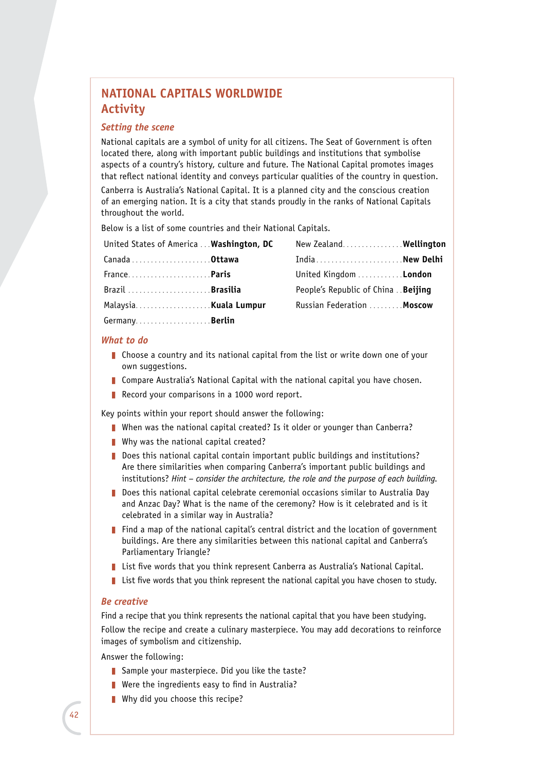# NATIONAL CAPITALS WORLDWIDE
## Activity

### *Setting the scene*

National capitals are a symbol of unity for all citizens. The Seat of Government is often located there, along with important public buildings and institutions that symbolise aspects of a country's history, culture and future. The National Capital promotes images that reflect national identity and conveys particular qualities of the country in question.

Canberra is Australia's National Capital. It is a planned city and the conscious creation of an emerging nation. It is a city that stands proudly in the ranks of National Capitals throughout the world.

Below is a list of some countries and their National Capitals.

| Country | Capital |
|---|---|
| United States of America | **Washington, DC** |
| Canada | **Ottawa** |
| France | **Paris** |
| Brazil | **Brasilia** |
| Malaysia | **Kuala Lumpur** |
| Germany | **Berlin** |
| New Zealand | **Wellington** |
| India | **New Delhi** |
| United Kingdom | **London** |
| People's Republic of China | **Beijing** |
| Russian Federation | **Moscow** |

### *What to do*

- Choose a country and its national capital from the list or write down one of your own suggestions.
- Compare Australia's National Capital with the national capital you have chosen.
- Record your comparisons in a 1000 word report.

Key points within your report should answer the following:

- When was the national capital created? Is it older or younger than Canberra?
- Why was the national capital created?
- Does this national capital contain important public buildings and institutions? Are there similarities when comparing Canberra's important public buildings and institutions? *Hint – consider the architecture, the role and the purpose of each building.*
- Does this national capital celebrate ceremonial occasions similar to Australia Day and Anzac Day? What is the name of the ceremony? How is it celebrated and is it celebrated in a similar way in Australia?
- Find a map of the national capital's central district and the location of government buildings. Are there any similarities between this national capital and Canberra's Parliamentary Triangle?
- List five words that you think represent Canberra as Australia's National Capital.
- List five words that you think represent the national capital you have chosen to study.

### *Be creative*

Find a recipe that you think represents the national capital that you have been studying.

Follow the recipe and create a culinary masterpiece. You may add decorations to reinforce images of symbolism and citizenship.

Answer the following:

- Sample your masterpiece. Did you like the taste?
- Were the ingredients easy to find in Australia?
- Why did you choose this recipe?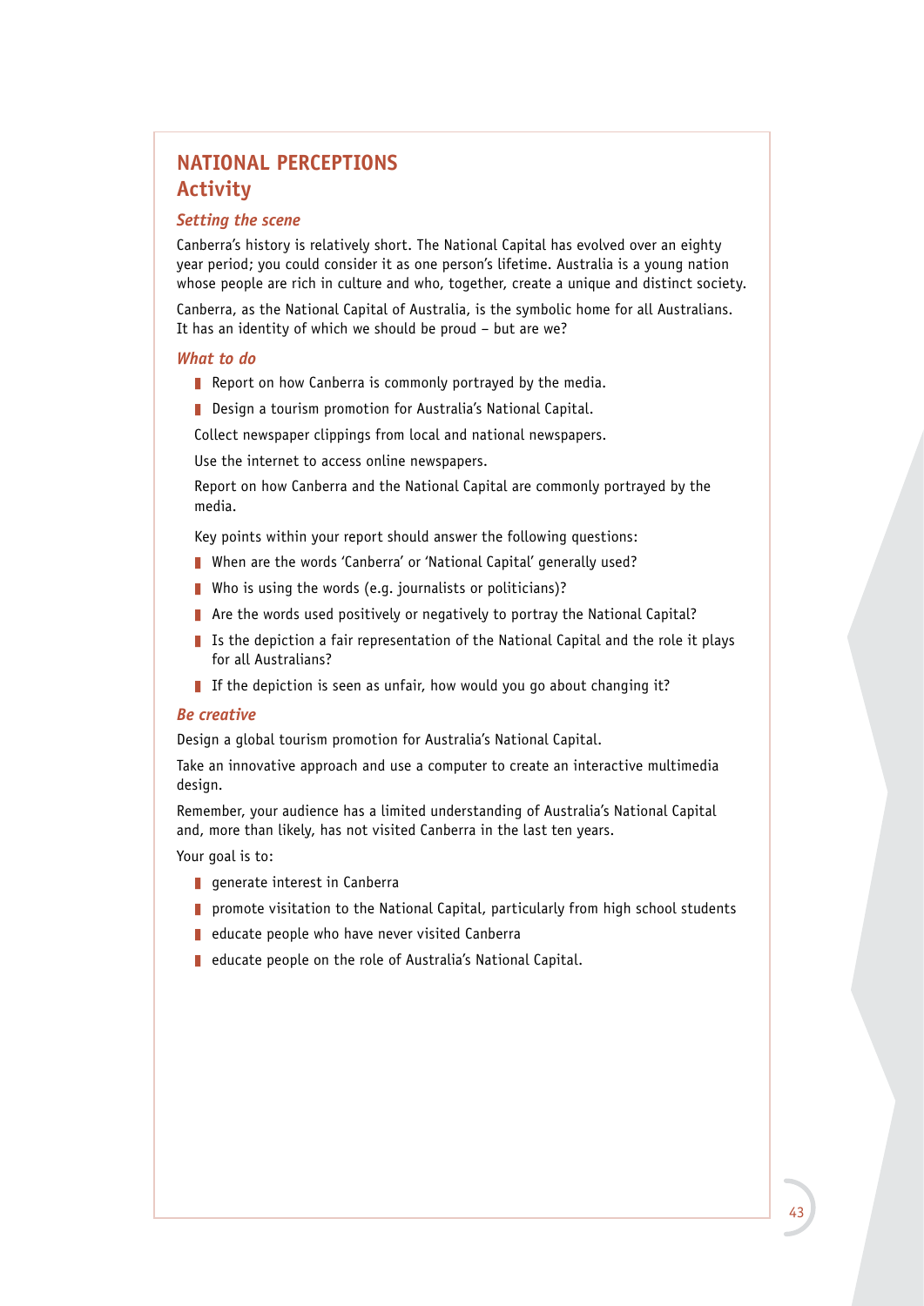# NATIONAL PERCEPTIONS
## Activity

### *Setting the scene*

Canberra's history is relatively short. The National Capital has evolved over an eighty year period; you could consider it as one person's lifetime. Australia is a young nation whose people are rich in culture and who, together, create a unique and distinct society.

Canberra, as the National Capital of Australia, is the symbolic home for all Australians. It has an identity of which we should be proud – but are we?

### *What to do*

- Report on how Canberra is commonly portrayed by the media.
- Design a tourism promotion for Australia's National Capital.

Collect newspaper clippings from local and national newspapers.

Use the internet to access online newspapers.

Report on how Canberra and the National Capital are commonly portrayed by the media.

Key points within your report should answer the following questions:

- When are the words 'Canberra' or 'National Capital' generally used?
- Who is using the words (e.g. journalists or politicians)?
- Are the words used positively or negatively to portray the National Capital?
- Is the depiction a fair representation of the National Capital and the role it plays for all Australians?
- If the depiction is seen as unfair, how would you go about changing it?

### *Be creative*

Design a global tourism promotion for Australia's National Capital.

Take an innovative approach and use a computer to create an interactive multimedia design.

Remember, your audience has a limited understanding of Australia's National Capital and, more than likely, has not visited Canberra in the last ten years.

Your goal is to:

- generate interest in Canberra
- promote visitation to the National Capital, particularly from high school students
- educate people who have never visited Canberra
- educate people on the role of Australia's National Capital.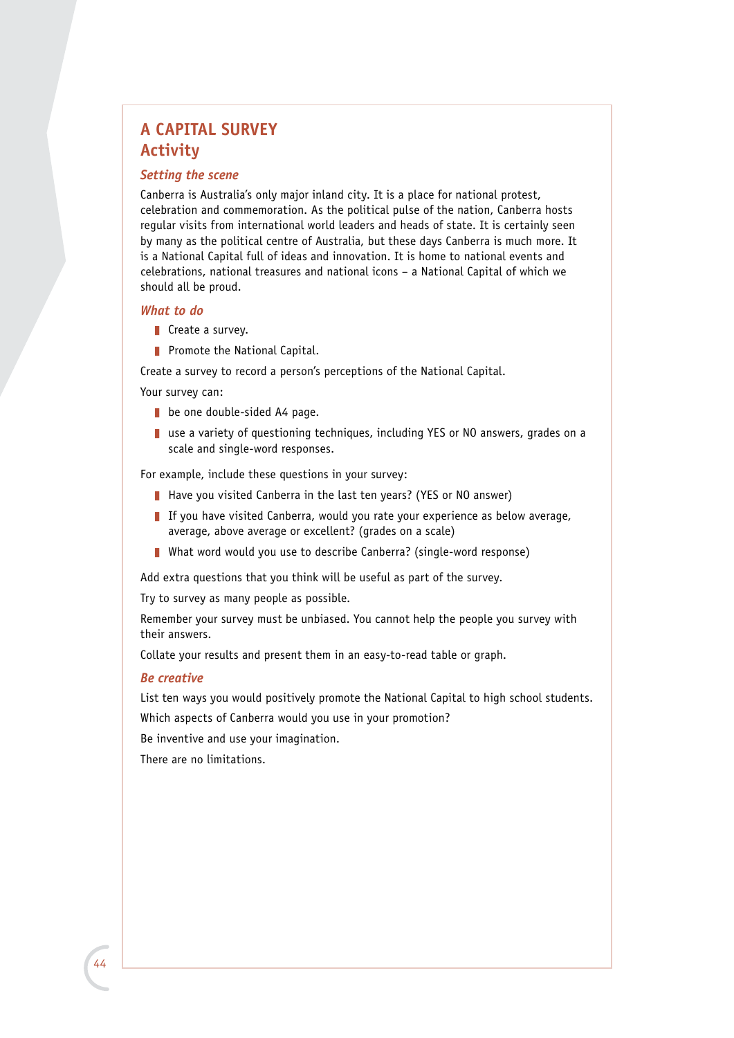# A CAPITAL SURVEY
## Activity

### *Setting the scene*

Canberra is Australia's only major inland city. It is a place for national protest, celebration and commemoration. As the political pulse of the nation, Canberra hosts regular visits from international world leaders and heads of state. It is certainly seen by many as the political centre of Australia, but these days Canberra is much more. It is a National Capital full of ideas and innovation. It is home to national events and celebrations, national treasures and national icons – a National Capital of which we should all be proud.

### *What to do*

- Create a survey.
- Promote the National Capital.

Create a survey to record a person's perceptions of the National Capital.

Your survey can:

- be one double-sided A4 page.
- use a variety of questioning techniques, including YES or NO answers, grades on a scale and single-word responses.

For example, include these questions in your survey:

- Have you visited Canberra in the last ten years? (YES or NO answer)
- If you have visited Canberra, would you rate your experience as below average, average, above average or excellent? (grades on a scale)
- What word would you use to describe Canberra? (single-word response)

Add extra questions that you think will be useful as part of the survey.

Try to survey as many people as possible.

Remember your survey must be unbiased. You cannot help the people you survey with their answers.

Collate your results and present them in an easy-to-read table or graph.

### *Be creative*

List ten ways you would positively promote the National Capital to high school students.

Which aspects of Canberra would you use in your promotion?

Be inventive and use your imagination.

There are no limitations.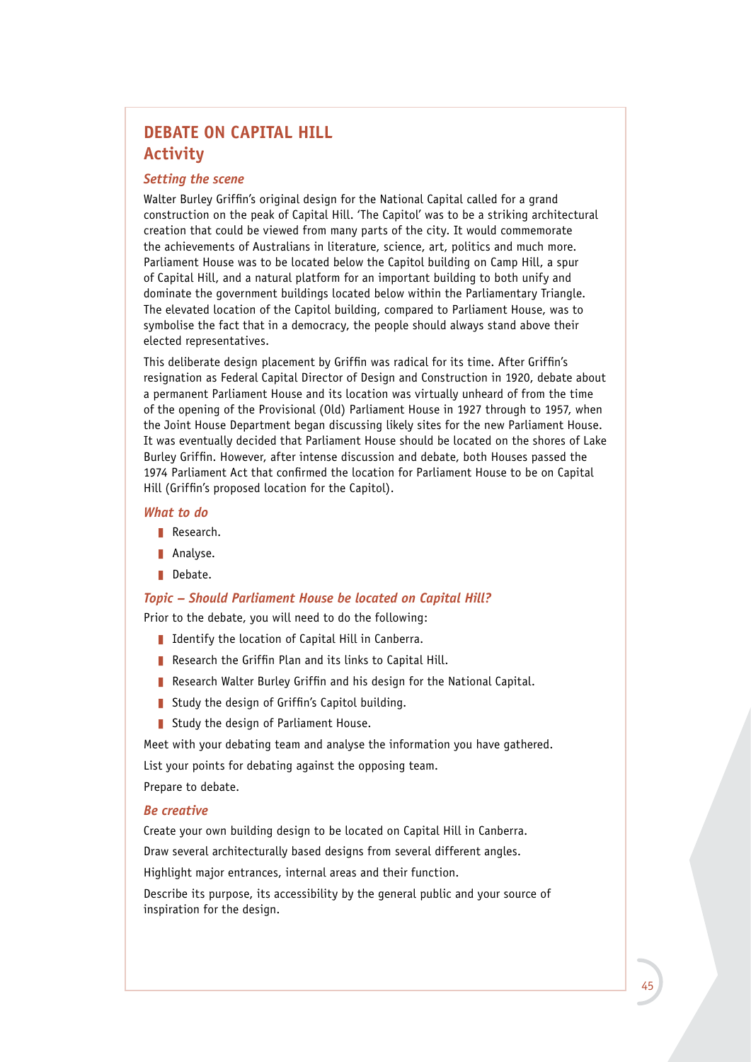# DEBATE ON CAPITAL HILL

## Activity

### *Setting the scene*

Walter Burley Griffin's original design for the National Capital called for a grand construction on the peak of Capital Hill. 'The Capitol' was to be a striking architectural creation that could be viewed from many parts of the city. It would commemorate the achievements of Australians in literature, science, art, politics and much more. Parliament House was to be located below the Capitol building on Camp Hill, a spur of Capital Hill, and a natural platform for an important building to both unify and dominate the government buildings located below within the Parliamentary Triangle. The elevated location of the Capitol building, compared to Parliament House, was to symbolise the fact that in a democracy, the people should always stand above their elected representatives.

This deliberate design placement by Griffin was radical for its time. After Griffin's resignation as Federal Capital Director of Design and Construction in 1920, debate about a permanent Parliament House and its location was virtually unheard of from the time of the opening of the Provisional (Old) Parliament House in 1927 through to 1957, when the Joint House Department began discussing likely sites for the new Parliament House. It was eventually decided that Parliament House should be located on the shores of Lake Burley Griffin. However, after intense discussion and debate, both Houses passed the 1974 Parliament Act that confirmed the location for Parliament House to be on Capital Hill (Griffin's proposed location for the Capitol).

### *What to do*

- Research.
- Analyse.
- Debate.

### *Topic – Should Parliament House be located on Capital Hill?*

Prior to the debate, you will need to do the following:

- Identify the location of Capital Hill in Canberra.
- Research the Griffin Plan and its links to Capital Hill.
- Research Walter Burley Griffin and his design for the National Capital.
- Study the design of Griffin's Capitol building.
- Study the design of Parliament House.

Meet with your debating team and analyse the information you have gathered.

List your points for debating against the opposing team.

Prepare to debate.

### *Be creative*

Create your own building design to be located on Capital Hill in Canberra.

Draw several architecturally based designs from several different angles.

Highlight major entrances, internal areas and their function.

Describe its purpose, its accessibility by the general public and your source of inspiration for the design.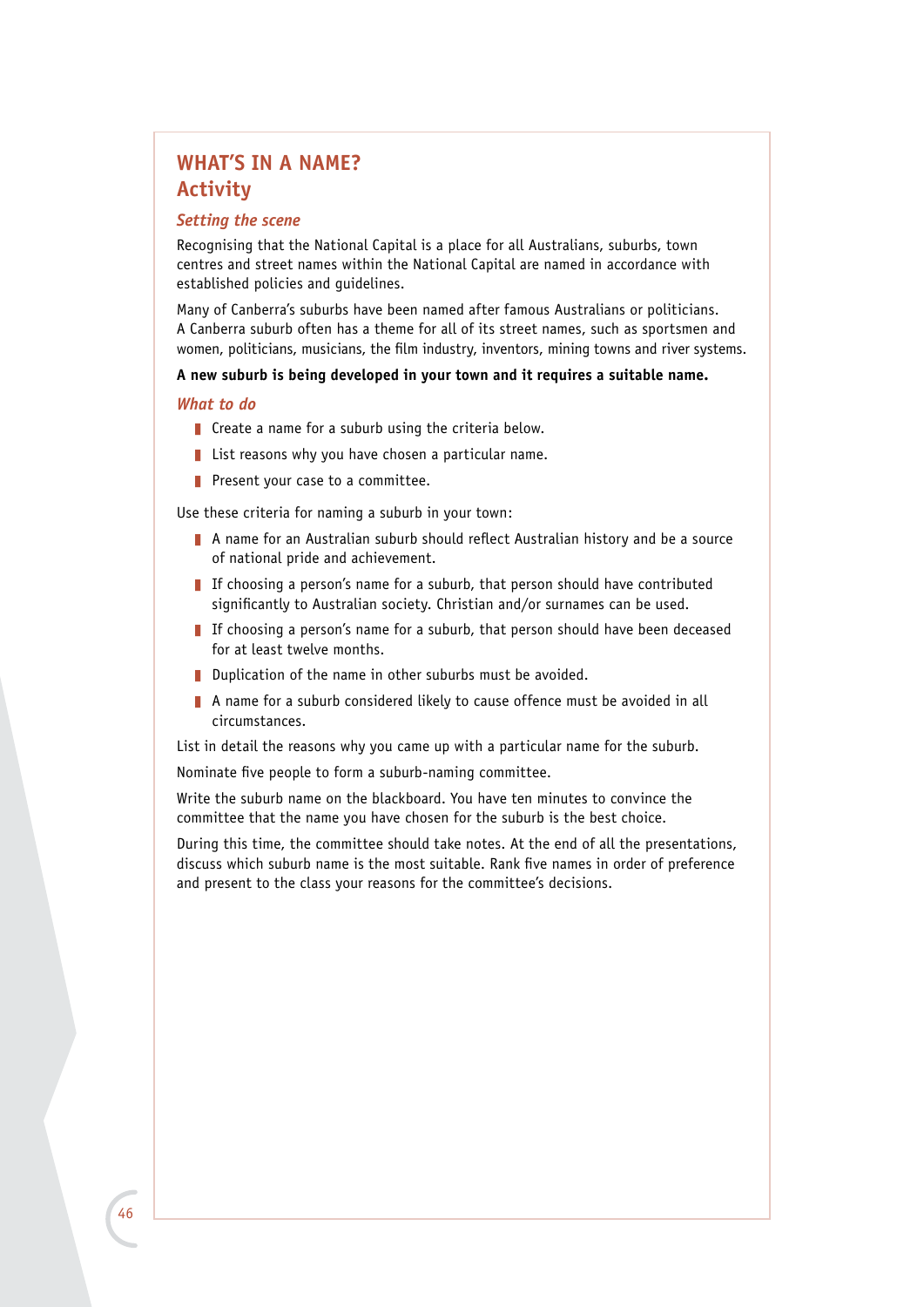## WHAT'S IN A NAME?
## Activity

### *Setting the scene*

Recognising that the National Capital is a place for all Australians, suburbs, town centres and street names within the National Capital are named in accordance with established policies and guidelines.

Many of Canberra's suburbs have been named after famous Australians or politicians. A Canberra suburb often has a theme for all of its street names, such as sportsmen and women, politicians, musicians, the film industry, inventors, mining towns and river systems.

**A new suburb is being developed in your town and it requires a suitable name.**

### *What to do*

- Create a name for a suburb using the criteria below.
- List reasons why you have chosen a particular name.
- Present your case to a committee.

Use these criteria for naming a suburb in your town:

- A name for an Australian suburb should reflect Australian history and be a source of national pride and achievement.
- If choosing a person's name for a suburb, that person should have contributed significantly to Australian society. Christian and/or surnames can be used.
- If choosing a person's name for a suburb, that person should have been deceased for at least twelve months.
- Duplication of the name in other suburbs must be avoided.
- A name for a suburb considered likely to cause offence must be avoided in all circumstances.

List in detail the reasons why you came up with a particular name for the suburb.

Nominate five people to form a suburb-naming committee.

Write the suburb name on the blackboard. You have ten minutes to convince the committee that the name you have chosen for the suburb is the best choice.

During this time, the committee should take notes. At the end of all the presentations, discuss which suburb name is the most suitable. Rank five names in order of preference and present to the class your reasons for the committee's decisions.